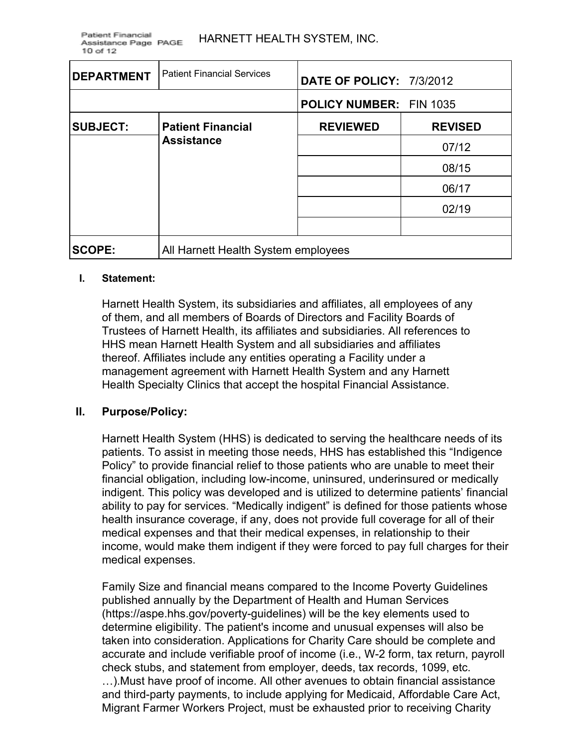HARNETT HEALTH SYSTEM, INC.

| DEPARTMENT | Patient Financial Services | DATE OF POLICY: 7/3/2012 | |
|---|---|---|---|
| | | POLICY NUMBER: FIN 1035 | |
| SUBJECT: | Patient Financial Assistance | REVIEWED | REVISED |
| | | | 07/12 |
| | | | 08/15 |
| | | | 06/17 |
| | | | 02/19 |
| | | | |
| SCOPE: | All Harnett Health System employees | | |

**I. Statement:**

Harnett Health System, its subsidiaries and affiliates, all employees of any of them, and all members of Boards of Directors and Facility Boards of Trustees of Harnett Health, its affiliates and subsidiaries. All references to HHS mean Harnett Health System and all subsidiaries and affiliates thereof. Affiliates include any entities operating a Facility under a management agreement with Harnett Health System and any Harnett Health Specialty Clinics that accept the hospital Financial Assistance.

**II. Purpose/Policy:**

Harnett Health System (HHS) is dedicated to serving the healthcare needs of its patients. To assist in meeting those needs, HHS has established this "Indigence Policy" to provide financial relief to those patients who are unable to meet their financial obligation, including low-income, uninsured, underinsured or medically indigent. This policy was developed and is utilized to determine patients' financial ability to pay for services. "Medically indigent" is defined for those patients whose health insurance coverage, if any, does not provide full coverage for all of their medical expenses and that their medical expenses, in relationship to their income, would make them indigent if they were forced to pay full charges for their medical expenses.

Family Size and financial means compared to the Income Poverty Guidelines published annually by the Department of Health and Human Services (https://aspe.hhs.gov/poverty-guidelines) will be the key elements used to determine eligibility. The patient's income and unusual expenses will also be taken into consideration. Applications for Charity Care should be complete and accurate and include verifiable proof of income (i.e., W-2 form, tax return, payroll check stubs, and statement from employer, deeds, tax records, 1099, etc. …).Must have proof of income. All other avenues to obtain financial assistance and third-party payments, to include applying for Medicaid, Affordable Care Act, Migrant Farmer Workers Project, must be exhausted prior to receiving Charity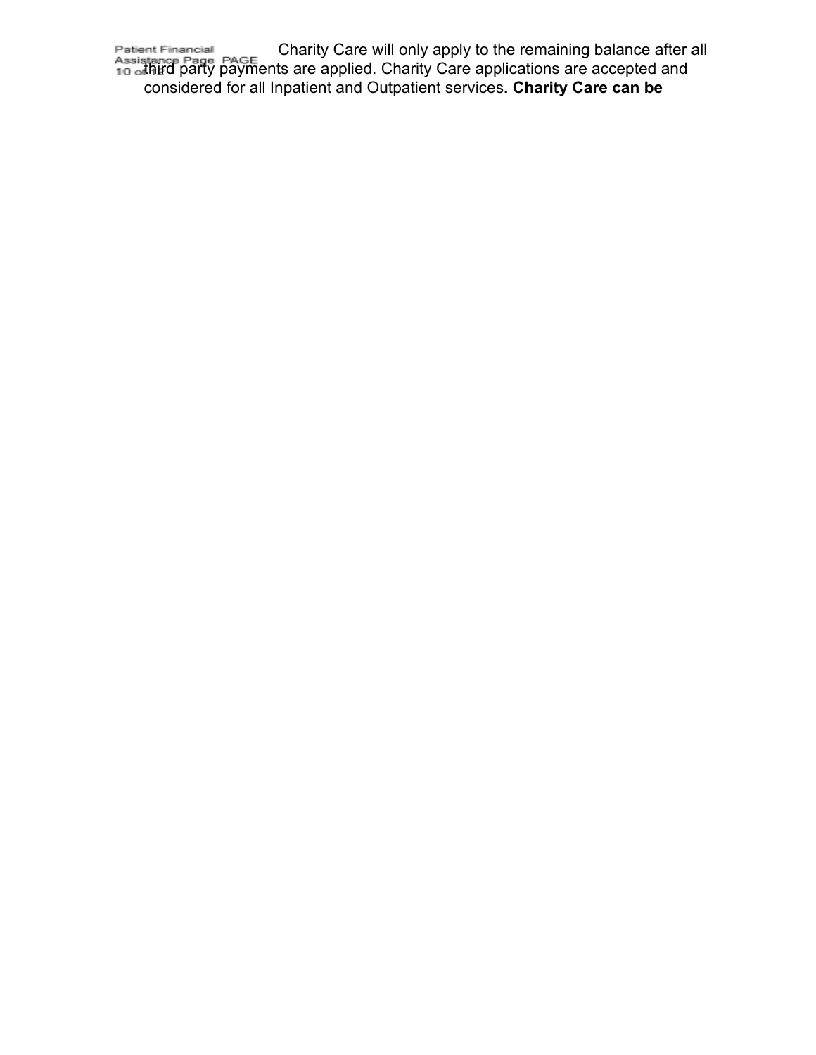Charity Care will only apply to the remaining balance after all third party payments are applied. Charity Care applications are accepted and considered for all Inpatient and Outpatient services**. Charity Care can be**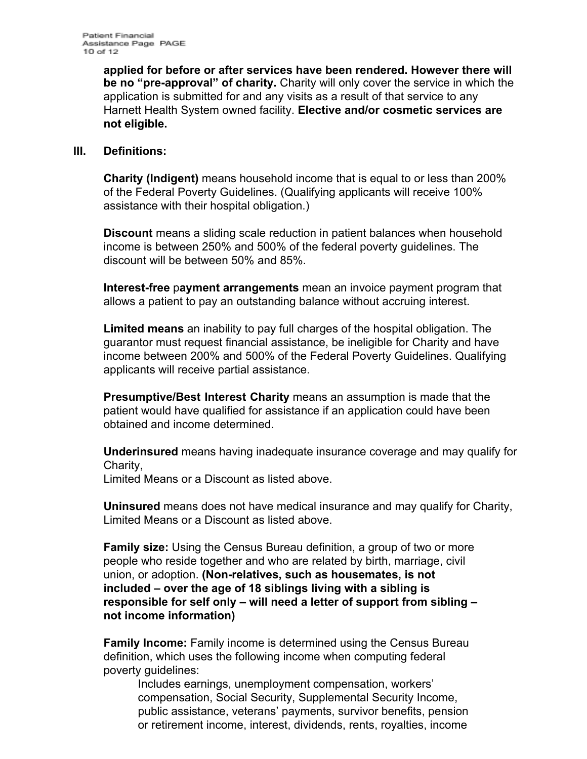**applied for before or after services have been rendered. However there will be no "pre-approval" of charity.** Charity will only cover the service in which the application is submitted for and any visits as a result of that service to any Harnett Health System owned facility. **Elective and/or cosmetic services are not eligible.**

## III. Definitions:

**Charity (Indigent)** means household income that is equal to or less than 200% of the Federal Poverty Guidelines. (Qualifying applicants will receive 100% assistance with their hospital obligation.)

**Discount** means a sliding scale reduction in patient balances when household income is between 250% and 500% of the federal poverty guidelines. The discount will be between 50% and 85%.

**Interest-free** p**ayment arrangements** mean an invoice payment program that allows a patient to pay an outstanding balance without accruing interest.

**Limited means** an inability to pay full charges of the hospital obligation. The guarantor must request financial assistance, be ineligible for Charity and have income between 200% and 500% of the Federal Poverty Guidelines. Qualifying applicants will receive partial assistance.

**Presumptive/Best Interest Charity** means an assumption is made that the patient would have qualified for assistance if an application could have been obtained and income determined.

**Underinsured** means having inadequate insurance coverage and may qualify for Charity,
Limited Means or a Discount as listed above.

**Uninsured** means does not have medical insurance and may qualify for Charity, Limited Means or a Discount as listed above.

**Family size:** Using the Census Bureau definition, a group of two or more people who reside together and who are related by birth, marriage, civil union, or adoption. **(Non-relatives, such as housemates, is not included – over the age of 18 siblings living with a sibling is responsible for self only – will need a letter of support from sibling – not income information)**

**Family Income:** Family income is determined using the Census Bureau definition, which uses the following income when computing federal poverty guidelines:

Includes earnings, unemployment compensation, workers' compensation, Social Security, Supplemental Security Income, public assistance, veterans' payments, survivor benefits, pension or retirement income, interest, dividends, rents, royalties, income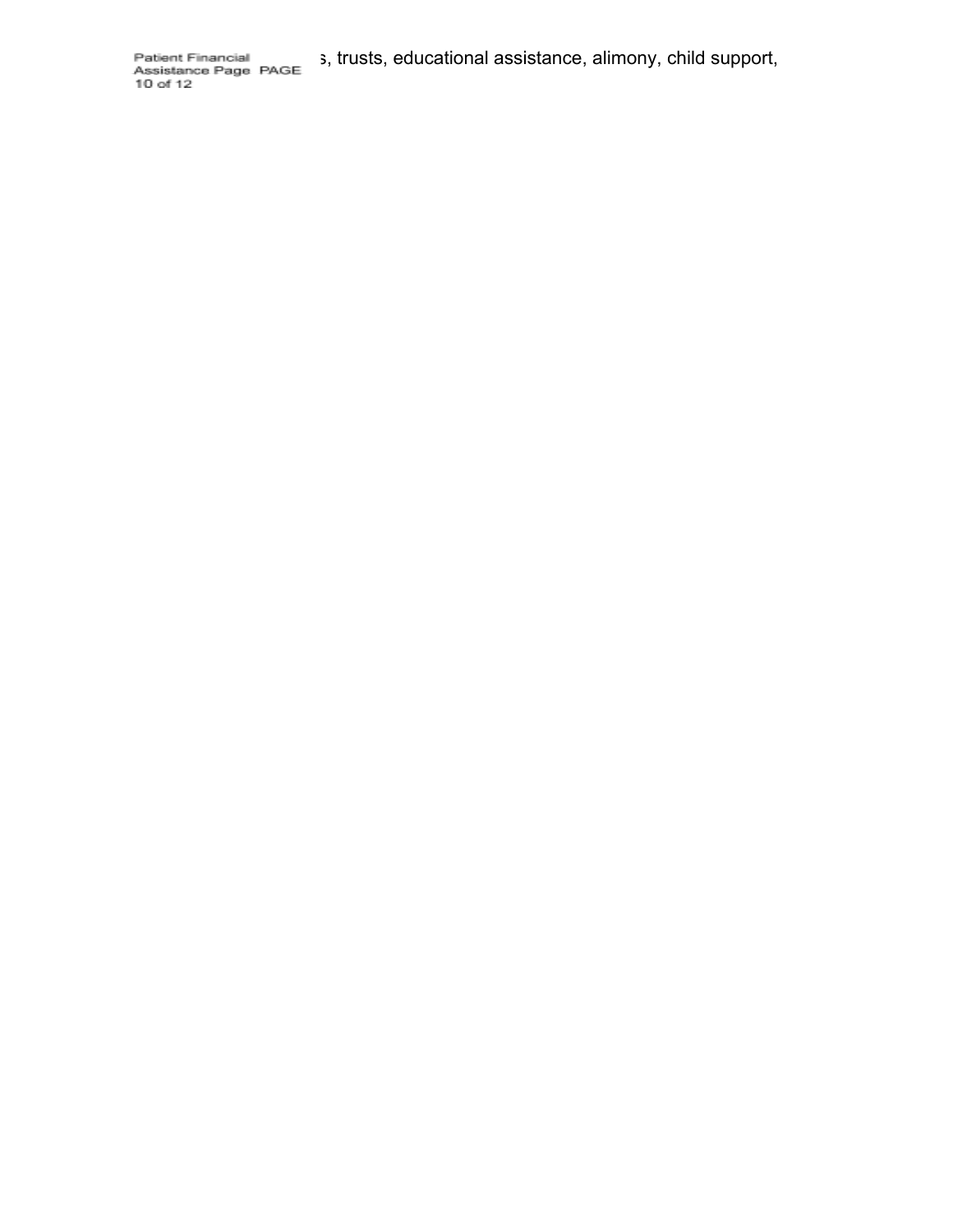s, trusts, educational assistance, alimony, child support,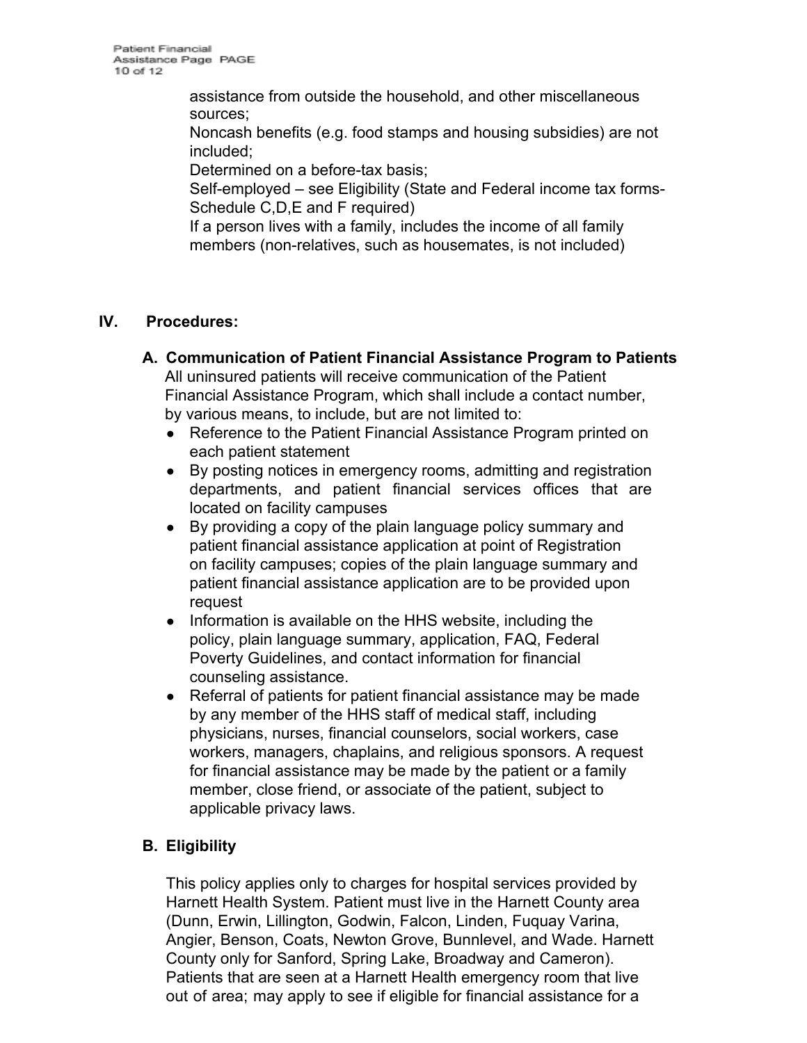assistance from outside the household, and other miscellaneous sources;
Noncash benefits (e.g. food stamps and housing subsidies) are not included;
Determined on a before-tax basis;
Self-employed – see Eligibility (State and Federal income tax forms- Schedule C,D,E and F required)
If a person lives with a family, includes the income of all family members (non-relatives, such as housemates, is not included)

## IV. Procedures:

### A. Communication of Patient Financial Assistance Program to Patients

All uninsured patients will receive communication of the Patient Financial Assistance Program, which shall include a contact number, by various means, to include, but are not limited to:

- Reference to the Patient Financial Assistance Program printed on each patient statement
- By posting notices in emergency rooms, admitting and registration departments, and patient financial services offices that are located on facility campuses
- By providing a copy of the plain language policy summary and patient financial assistance application at point of Registration on facility campuses; copies of the plain language summary and patient financial assistance application are to be provided upon request
- Information is available on the HHS website, including the policy, plain language summary, application, FAQ, Federal Poverty Guidelines, and contact information for financial counseling assistance.
- Referral of patients for patient financial assistance may be made by any member of the HHS staff of medical staff, including physicians, nurses, financial counselors, social workers, case workers, managers, chaplains, and religious sponsors. A request for financial assistance may be made by the patient or a family member, close friend, or associate of the patient, subject to applicable privacy laws.

### B. Eligibility

This policy applies only to charges for hospital services provided by Harnett Health System. Patient must live in the Harnett County area (Dunn, Erwin, Lillington, Godwin, Falcon, Linden, Fuquay Varina, Angier, Benson, Coats, Newton Grove, Bunnlevel, and Wade. Harnett County only for Sanford, Spring Lake, Broadway and Cameron). Patients that are seen at a Harnett Health emergency room that live out of area; may apply to see if eligible for financial assistance for a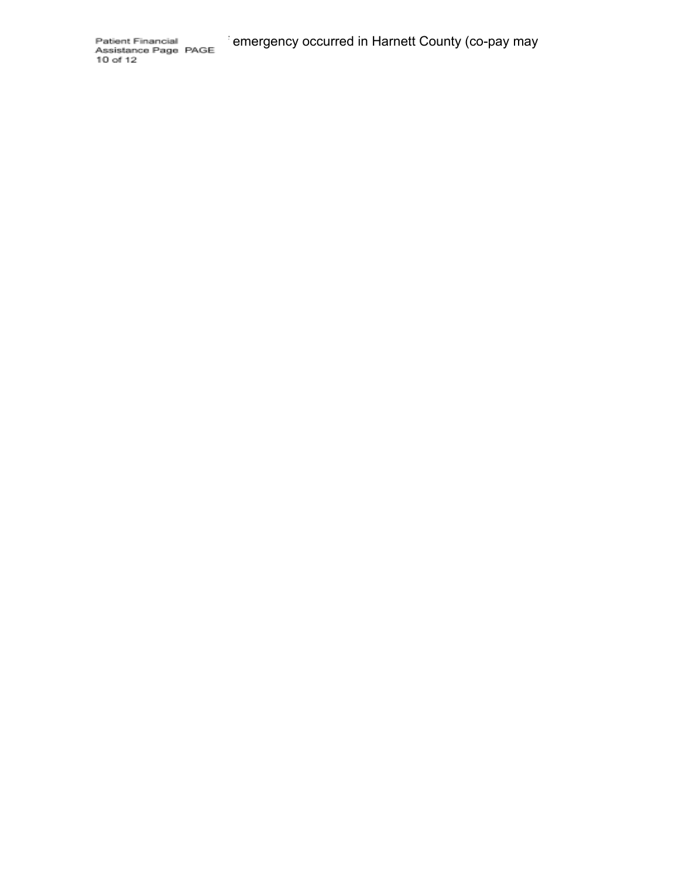emergency occurred in Harnett County (co-pay may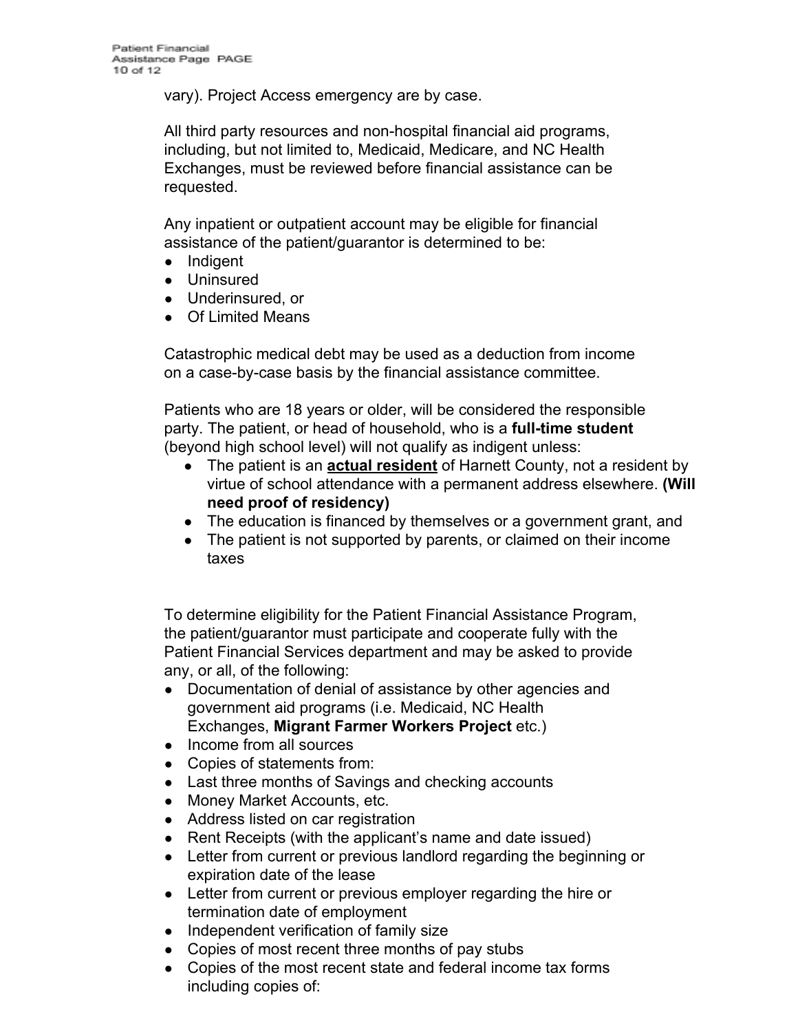vary). Project Access emergency are by case.

All third party resources and non-hospital financial aid programs, including, but not limited to, Medicaid, Medicare, and NC Health Exchanges, must be reviewed before financial assistance can be requested.

Any inpatient or outpatient account may be eligible for financial assistance of the patient/guarantor is determined to be:

- Indigent
- Uninsured
- Underinsured, or
- Of Limited Means

Catastrophic medical debt may be used as a deduction from income on a case-by-case basis by the financial assistance committee.

Patients who are 18 years or older, will be considered the responsible party. The patient, or head of household, who is a **full-time student** (beyond high school level) will not qualify as indigent unless:

- The patient is an <u>**actual resident**</u> of Harnett County, not a resident by virtue of school attendance with a permanent address elsewhere. **(Will need proof of residency)**
- The education is financed by themselves or a government grant, and
- The patient is not supported by parents, or claimed on their income taxes

To determine eligibility for the Patient Financial Assistance Program, the patient/guarantor must participate and cooperate fully with the Patient Financial Services department and may be asked to provide any, or all, of the following:

- Documentation of denial of assistance by other agencies and government aid programs (i.e. Medicaid, NC Health Exchanges, **Migrant Farmer Workers Project** etc.)
- Income from all sources
- Copies of statements from:
- Last three months of Savings and checking accounts
- Money Market Accounts, etc.
- Address listed on car registration
- Rent Receipts (with the applicant's name and date issued)
- Letter from current or previous landlord regarding the beginning or expiration date of the lease
- Letter from current or previous employer regarding the hire or termination date of employment
- Independent verification of family size
- Copies of most recent three months of pay stubs
- Copies of the most recent state and federal income tax forms including copies of: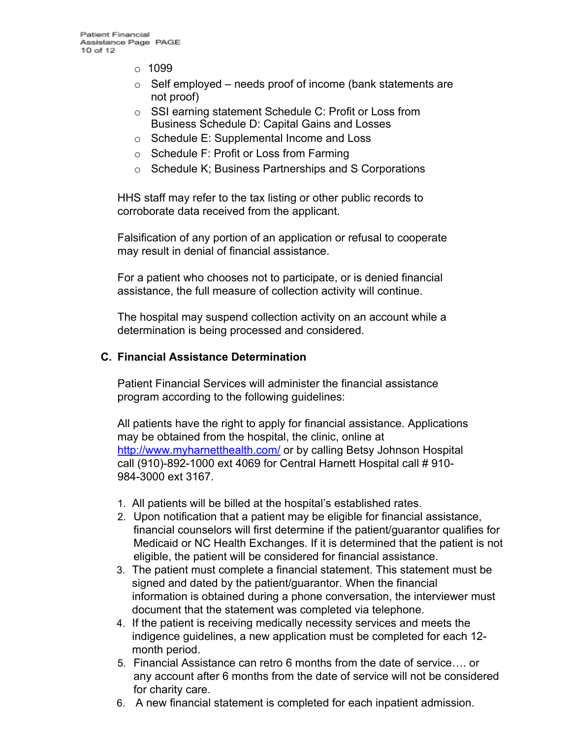- 1099
- Self employed – needs proof of income (bank statements are not proof)
- SSI earning statement Schedule C: Profit or Loss from Business Schedule D: Capital Gains and Losses
- Schedule E: Supplemental Income and Loss
- Schedule F: Profit or Loss from Farming
- Schedule K; Business Partnerships and S Corporations

HHS staff may refer to the tax listing or other public records to corroborate data received from the applicant.

Falsification of any portion of an application or refusal to cooperate may result in denial of financial assistance.

For a patient who chooses not to participate, or is denied financial assistance, the full measure of collection activity will continue.

The hospital may suspend collection activity on an account while a determination is being processed and considered.

## C. Financial Assistance Determination

Patient Financial Services will administer the financial assistance program according to the following guidelines:

All patients have the right to apply for financial assistance. Applications may be obtained from the hospital, the clinic, online at http://www.myharnetthealth.com/ or by calling Betsy Johnson Hospital call (910)-892-1000 ext 4069 for Central Harnett Hospital call # 910-984-3000 ext 3167.

1. All patients will be billed at the hospital's established rates.
2. Upon notification that a patient may be eligible for financial assistance, financial counselors will first determine if the patient/guarantor qualifies for Medicaid or NC Health Exchanges. If it is determined that the patient is not eligible, the patient will be considered for financial assistance.
3. The patient must complete a financial statement. This statement must be signed and dated by the patient/guarantor. When the financial information is obtained during a phone conversation, the interviewer must document that the statement was completed via telephone.
4. If the patient is receiving medically necessity services and meets the indigence guidelines, a new application must be completed for each 12-month period.
5. Financial Assistance can retro 6 months from the date of service…. or any account after 6 months from the date of service will not be considered for charity care.
6. A new financial statement is completed for each inpatient admission.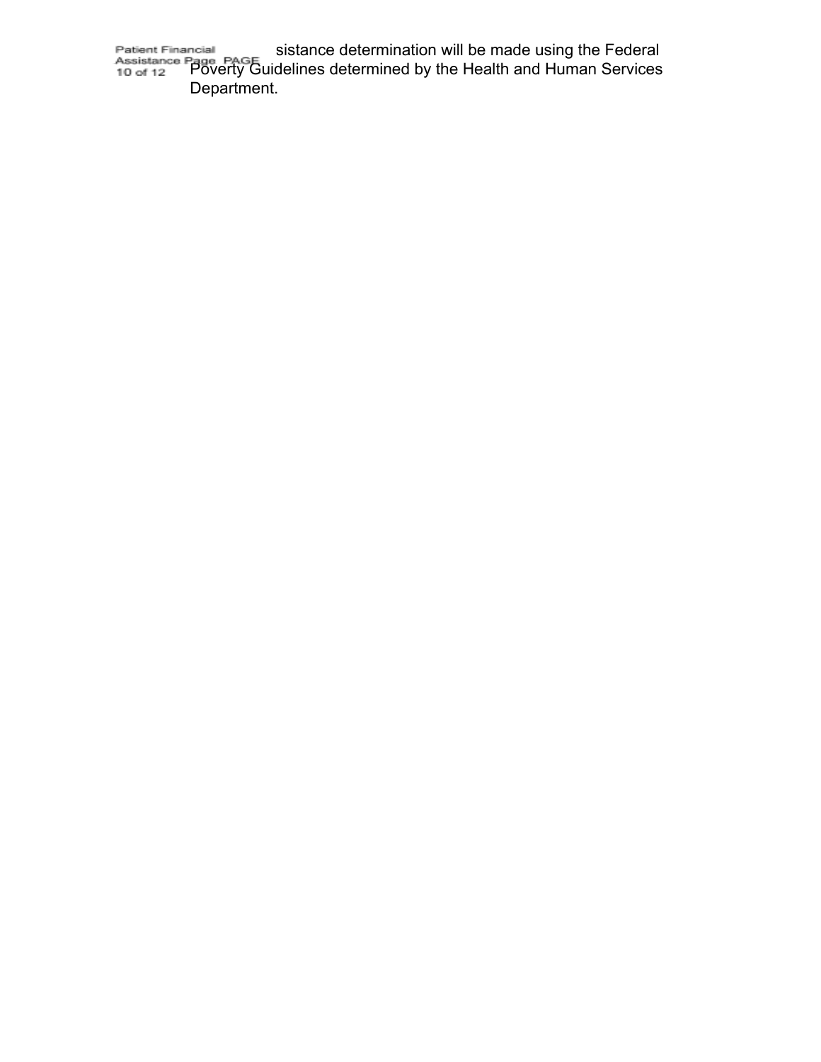sistance determination will be made using the Federal Poverty Guidelines determined by the Health and Human Services Department.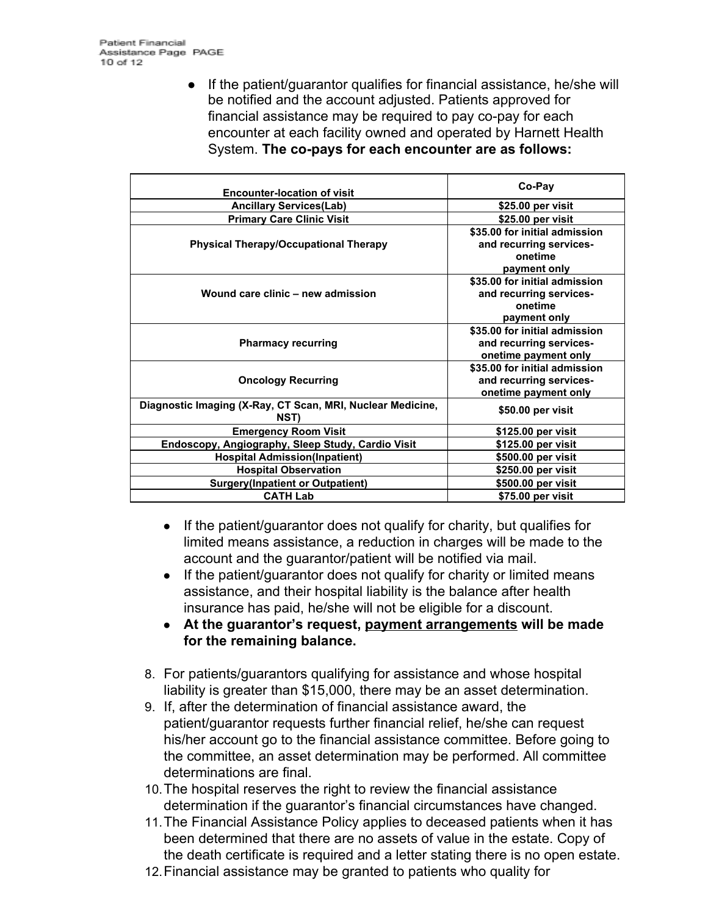- If the patient/guarantor qualifies for financial assistance, he/she will be notified and the account adjusted. Patients approved for financial assistance may be required to pay co-pay for each encounter at each facility owned and operated by Harnett Health System. **The co-pays for each encounter are as follows:**

| Encounter-location of visit | Co-Pay |
|---|---|
| Ancillary Services(Lab) | $25.00 per visit |
| Primary Care Clinic Visit | $25.00 per visit |
| Physical Therapy/Occupational Therapy | $35.00 for initial admission and recurring services- onetime payment only |
| Wound care clinic – new admission | $35.00 for initial admission and recurring services- onetime payment only |
| Pharmacy recurring | $35.00 for initial admission and recurring services- onetime payment only |
| Oncology Recurring | $35.00 for initial admission and recurring services- onetime payment only |
| Diagnostic Imaging (X-Ray, CT Scan, MRI, Nuclear Medicine, NST) | $50.00 per visit |
| Emergency Room Visit | $125.00 per visit |
| Endoscopy, Angiography, Sleep Study, Cardio Visit | $125.00 per visit |
| Hospital Admission(Inpatient) | $500.00 per visit |
| Hospital Observation | $250.00 per visit |
| Surgery(Inpatient or Outpatient) | $500.00 per visit |
| CATH Lab | $75.00 per visit |

- If the patient/guarantor does not qualify for charity, but qualifies for limited means assistance, a reduction in charges will be made to the account and the guarantor/patient will be notified via mail.
- If the patient/guarantor does not qualify for charity or limited means assistance, and their hospital liability is the balance after health insurance has paid, he/she will not be eligible for a discount.
- **At the guarantor's request, <u>payment arrangements</u> will be made for the remaining balance.**

8. For patients/guarantors qualifying for assistance and whose hospital liability is greater than $15,000, there may be an asset determination.
9. If, after the determination of financial assistance award, the patient/guarantor requests further financial relief, he/she can request his/her account go to the financial assistance committee. Before going to the committee, an asset determination may be performed. All committee determinations are final.
10. The hospital reserves the right to review the financial assistance determination if the guarantor's financial circumstances have changed.
11. The Financial Assistance Policy applies to deceased patients when it has been determined that there are no assets of value in the estate. Copy of the death certificate is required and a letter stating there is no open estate.
12. Financial assistance may be granted to patients who quality for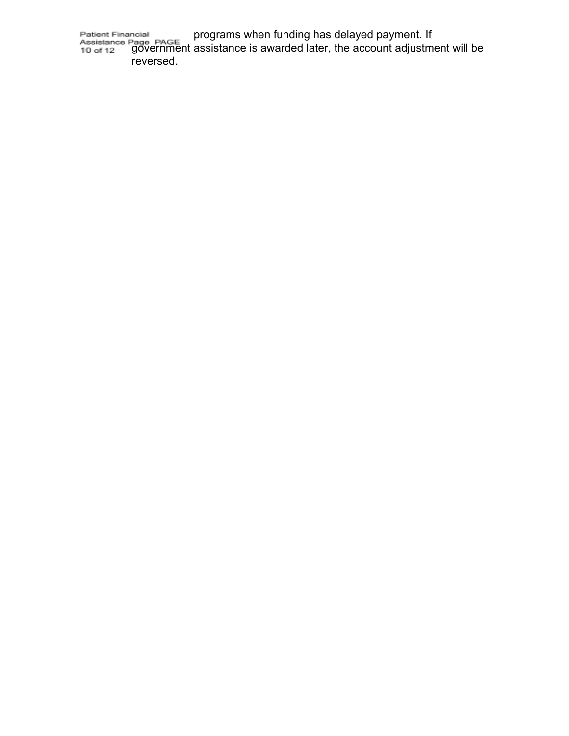programs when funding has delayed payment. If government assistance is awarded later, the account adjustment will be reversed.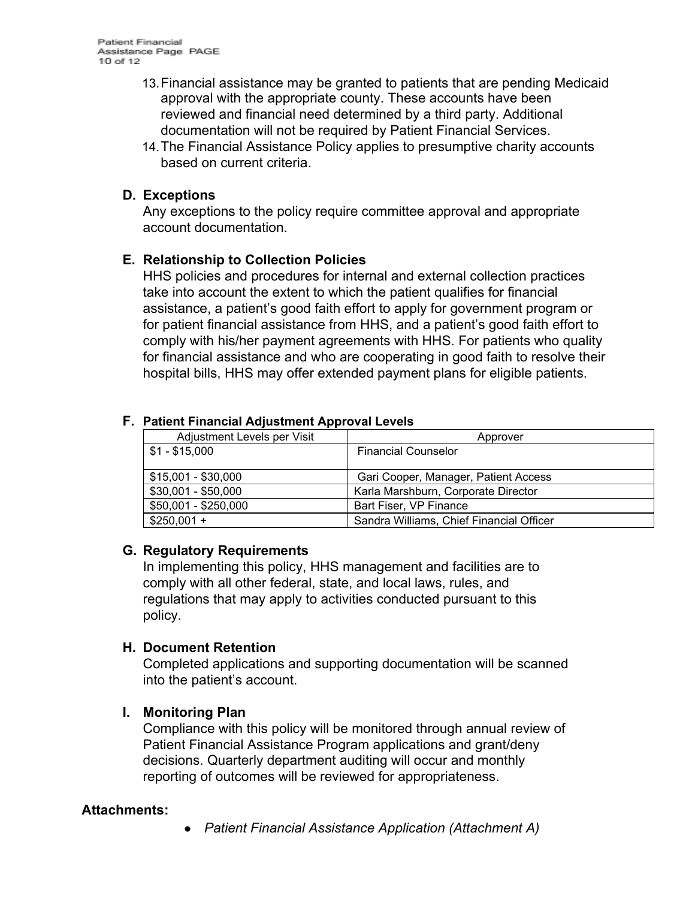13. Financial assistance may be granted to patients that are pending Medicaid approval with the appropriate county. These accounts have been reviewed and financial need determined by a third party. Additional documentation will not be required by Patient Financial Services.
14. The Financial Assistance Policy applies to presumptive charity accounts based on current criteria.

### D. Exceptions

Any exceptions to the policy require committee approval and appropriate account documentation.

### E. Relationship to Collection Policies

HHS policies and procedures for internal and external collection practices take into account the extent to which the patient qualifies for financial assistance, a patient's good faith effort to apply for government program or for patient financial assistance from HHS, and a patient's good faith effort to comply with his/her payment agreements with HHS. For patients who quality for financial assistance and who are cooperating in good faith to resolve their hospital bills, HHS may offer extended payment plans for eligible patients.

### F. Patient Financial Adjustment Approval Levels

| Adjustment Levels per Visit | Approver |
|---|---|
| $1 - $15,000 | Financial Counselor |
| $15,001 - $30,000 | Gari Cooper, Manager, Patient Access |
| $30,001 - $50,000 | Karla Marshburn, Corporate Director |
| $50,001 - $250,000 | Bart Fiser, VP Finance |
| $250,001 + | Sandra Williams, Chief Financial Officer |

### G. Regulatory Requirements

In implementing this policy, HHS management and facilities are to comply with all other federal, state, and local laws, rules, and regulations that may apply to activities conducted pursuant to this policy.

### H. Document Retention

Completed applications and supporting documentation will be scanned into the patient's account.

### I. Monitoring Plan

Compliance with this policy will be monitored through annual review of Patient Financial Assistance Program applications and grant/deny decisions. Quarterly department auditing will occur and monthly reporting of outcomes will be reviewed for appropriateness.

**Attachments:**

- *Patient Financial Assistance Application (Attachment A)*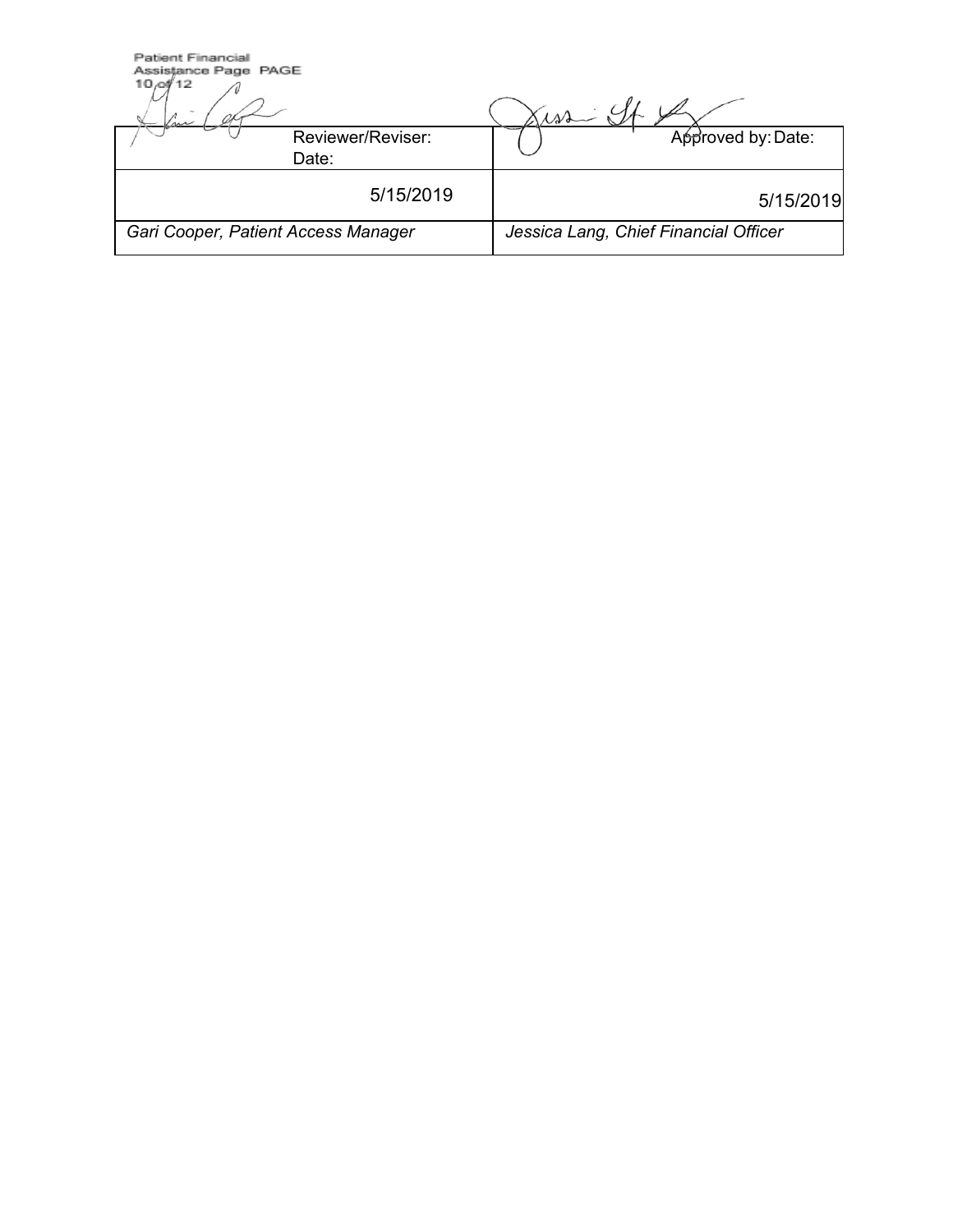| Reviewer/Reviser: Date: | Approved by: Date: |
| --- | --- |
| 5/15/2019 | 5/15/2019 |
| *Gari Cooper, Patient Access Manager* | *Jessica Lang, Chief Financial Officer* |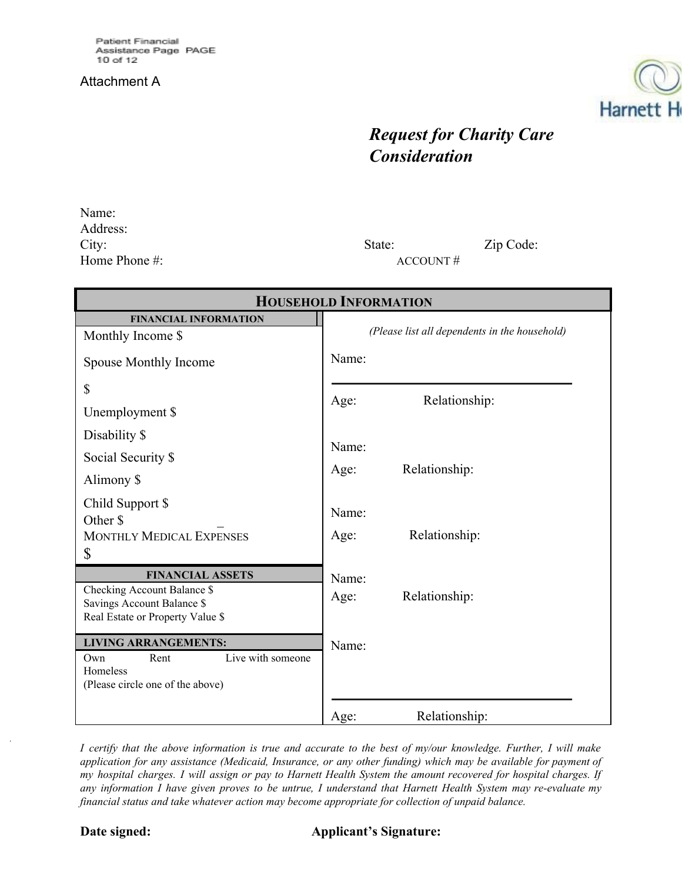Attachment A

## *Request for Charity Care Consideration*

Name:
Address:
City: State: Zip Code:
Home Phone #: ACCOUNT #

| **HOUSEHOLD INFORMATION** | |
|---|---|
| **FINANCIAL INFORMATION** | *(Please list all dependents in the household)* |
| Monthly Income $ | Name: |
| Spouse Monthly Income $ | Age: Relationship: |
| Unemployment $ | |
| Disability $ | Name: |
| Social Security $ | Age: Relationship: |
| Alimony $ | |
| Child Support $ | Name: |
| Other $ | |
| MONTHLY MEDICAL EXPENSES $ | Age: Relationship: |
| **FINANCIAL ASSETS** | Name: |
| Checking Account Balance $ | Age: Relationship: |
| Savings Account Balance $ | |
| Real Estate or Property Value $ | |
| **LIVING ARRANGEMENTS:** | Name: |
| Own Rent Live with someone Homeless | |
| (Please circle one of the above) | Age: Relationship: |

*I certify that the above information is true and accurate to the best of my/our knowledge. Further, I will make application for any assistance (Medicaid, Insurance, or any other funding) which may be available for payment of my hospital charges. I will assign or pay to Harnett Health System the amount recovered for hospital charges. If any information I have given proves to be untrue, I understand that Harnett Health System may re-evaluate my financial status and take whatever action may become appropriate for collection of unpaid balance.*

**Date signed:** **Applicant's Signature:**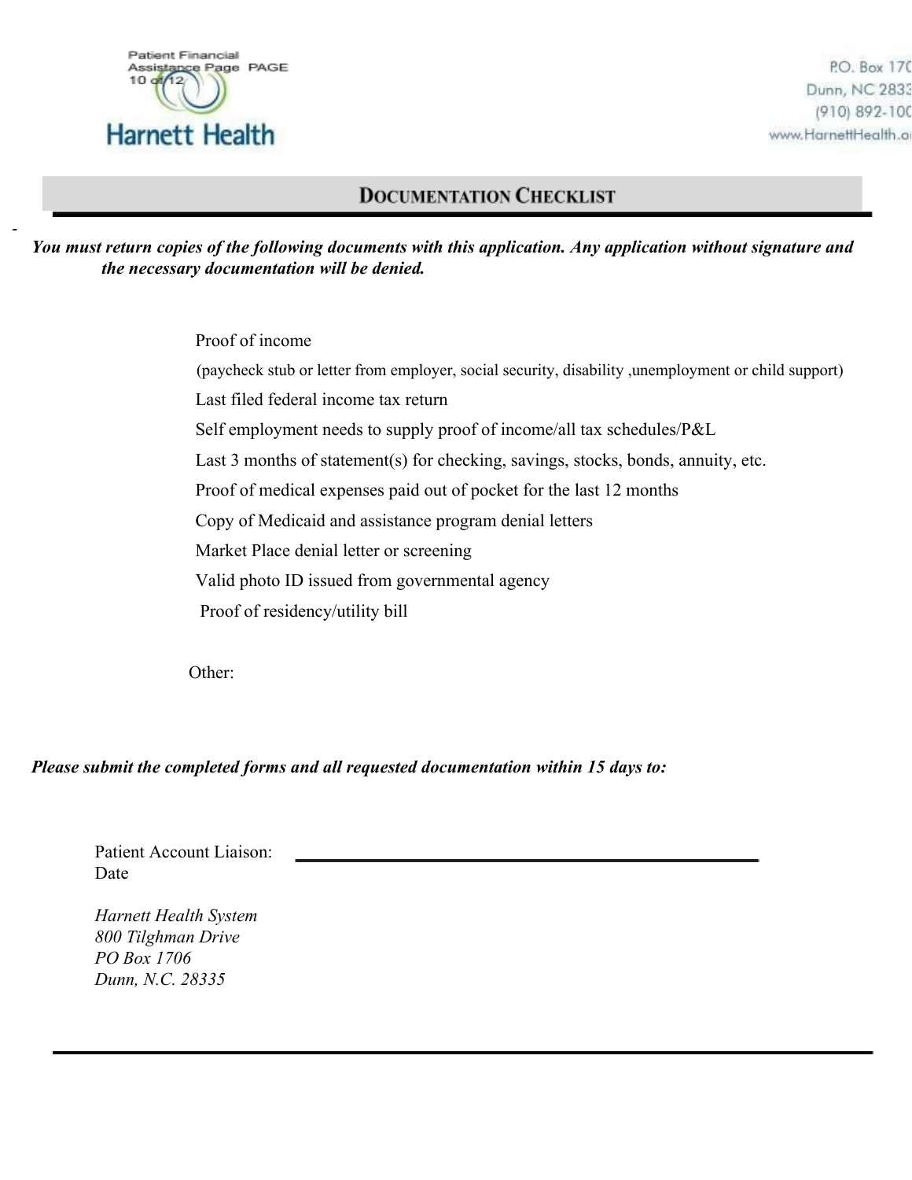Harnett Health

P.O. Box 170
Dunn, NC 2833
(910) 892-100
www.HarnettHealth.o

## DOCUMENTATION CHECKLIST

***You must return copies of the following documents with this application. Any application without signature and the necessary documentation will be denied.***

- Proof of income
  (paycheck stub or letter from employer, social security, disability ,unemployment or child support)
- Last filed federal income tax return
- Self employment needs to supply proof of income/all tax schedules/P&L
- Last 3 months of statement(s) for checking, savings, stocks, bonds, annuity, etc.
- Proof of medical expenses paid out of pocket for the last 12 months
- Copy of Medicaid and assistance program denial letters
- Market Place denial letter or screening
- Valid photo ID issued from governmental agency
- Proof of residency/utility bill

Other:

***Please submit the completed forms and all requested documentation within 15 days to:***

Patient Account Liaison: ______________________________
Date

*Harnett Health System*
*800 Tilghman Drive*
*PO Box 1706*
*Dunn, N.C. 28335*